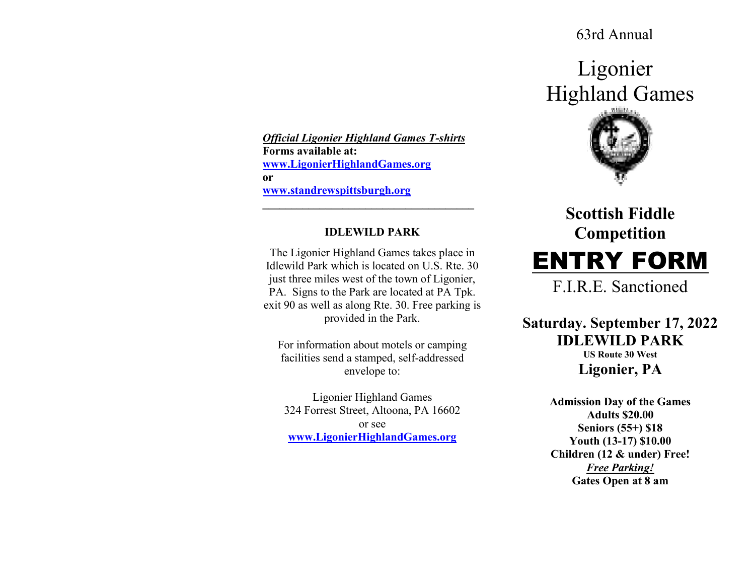***Official Ligonier Highland Games T-shirts***
**Forms available at:**
**www.LigonierHighlandGames.org**
**or**
**www.standrewspittsburgh.org**

---

**IDLEWILD PARK**

The Ligonier Highland Games takes place in Idlewild Park which is located on U.S. Rte. 30 just three miles west of the town of Ligonier, PA. Signs to the Park are located at PA Tpk. exit 90 as well as along Rte. 30. Free parking is provided in the Park.

For information about motels or camping facilities send a stamped, self-addressed envelope to:

Ligonier Highland Games
324 Forrest Street, Altoona, PA 16602
or see
**www.LigonierHighlandGames.org**

63rd Annual

# Ligonier Highland Games

## Scottish Fiddle Competition

# ENTRY FORM

F.I.R.E. Sanctioned

**Saturday. September 17, 2022**
**IDLEWILD PARK**
**US Route 30 West**
**Ligonier, PA**

**Admission Day of the Games**
**Adults $20.00**
**Seniors (55+) $18**
**Youth (13-17) $10.00**
**Children (12 & under) Free!**
***Free Parking!***
**Gates Open at 8 am**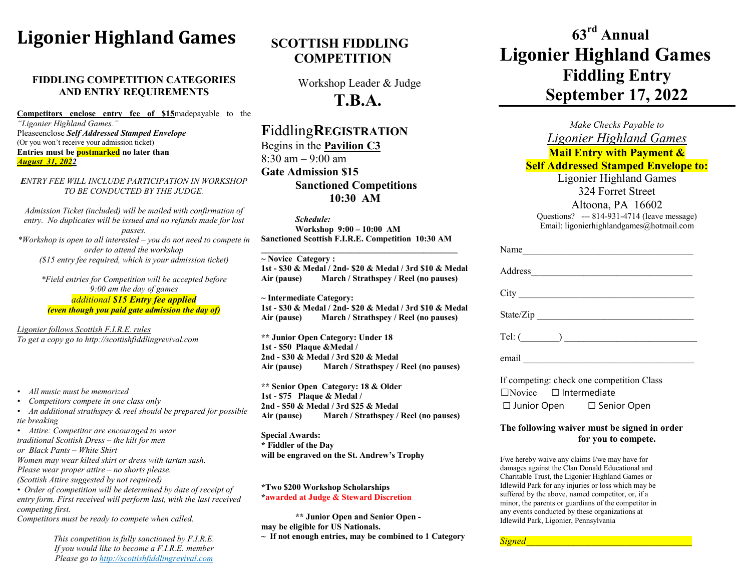# Ligonier Highland Games

### FIDDLING COMPETITION CATEGORIES AND ENTRY REQUIREMENTS

**Competitors enclose entry fee of $15**madepayable to the *"Ligonier Highland Games."*
Pleaseenclose ***Self Addressed Stamped Envelope***
(Or you won't receive your admission ticket)
**Entries must be postmarked no later than**
***August 31, 2022***

*ENTRY FEE WILL INCLUDE PARTICIPATION IN WORKSHOP TO BE CONDUCTED BY THE JUDGE.*

*Admission Ticket (included) will be mailed with confirmation of entry. No duplicates will be issued and no refunds made for lost passes.*
*\*Workshop is open to all interested – you do not need to compete in order to attend the workshop*
*($15 entry fee required, which is your admission ticket)*

*\*Field entries for Competition will be accepted before 9:00 am the day of games*
*additional **$15 Entry fee applied***
***(even though you paid gate admission the day of)***

*Ligonier follows Scottish F.I.R.E. rules*
*To get a copy go to http://scottishfiddlingrevival.com*

- *All music must be memorized*
- *Competitors compete in one class only*
- *An additional strathspey & reel should be prepared for possible tie breaking*
- *Attire: Competitor are encouraged to wear traditional Scottish Dress – the kilt for men or Black Pants – White Shirt Women may wear kilted skirt or dress with tartan sash. Please wear proper attire – no shorts please. (Scottish Attire suggested by not required)*
- *Order of competition will be determined by date of receipt of entry form. First received will perform last, with the last received competing first.*

*Competitors must be ready to compete when called.*

*This competition is fully sanctioned by F.I.R.E.*
*If you would like to become a F.I.R.E. member*
*Please go to http://scottishfiddlingrevival.com*

## SCOTTISH FIDDLING COMPETITION

Workshop Leader & Judge

**T.B.A.**

### FiddlingREGISTRATION

Begins in the **Pavilion C3**
8:30 am – 9:00 am
**Gate Admission $15**
**Sanctioned Competitions**
**10:30 AM**

***Schedule:***
**Workshop 9:00 – 10:00 AM**
**Sanctioned Scottish F.I.R.E. Competition 10:30 AM**

**~ Novice Category :**
**1st - $30 & Medal / 2nd- $20 & Medal / 3rd $10 & Medal**
**Air (pause) March / Strathspey / Reel (no pauses)**

**~ Intermediate Category:**
**1st - $30 & Medal / 2nd- $20 & Medal / 3rd $10 & Medal**
**Air (pause) March / Strathspey / Reel (no pauses)**

**\*\* Junior Open Category: Under 18**
**1st - $50 Plaque &Medal /**
**2nd - $30 & Medal / 3rd $20 & Medal**
**Air (pause) March / Strathspey / Reel (no pauses)**

**\*\* Senior Open Category: 18 & Older**
**1st - $75 Plaque & Medal /**
**2nd - $50 & Medal / 3rd $25 & Medal**
**Air (pause) March / Strathspey / Reel (no pauses)**

**Special Awards:**
**\* Fiddler of the Day**
**will be engraved on the St. Andrew's Trophy**

**\*Two $200 Workshop Scholarships**
**\*awarded at Judge & Steward Discretion**

**\*\* Junior Open and Senior Open - may be eligible for US Nationals.**
**~ If not enough entries, may be combined to 1 Category**

## 63rd Annual Ligonier Highland Games Fiddling Entry September 17, 2022

*Make Checks Payable to*
*Ligonier Highland Games*
**Mail Entry with Payment & Self Addressed Stamped Envelope to:**
Ligonier Highland Games
324 Forret Street
Altoona, PA 16602
Questions? --- 814-931-4714 (leave message)
Email: ligonierhighlandgames@hotmail.com

Name\_\_\_\_\_\_\_\_\_\_\_\_\_\_\_\_\_\_\_\_\_\_\_\_\_\_\_\_\_\_\_\_\_\_\_

Address\_\_\_\_\_\_\_\_\_\_\_\_\_\_\_\_\_\_\_\_\_\_\_\_\_\_\_\_\_\_\_\_\_

City \_\_\_\_\_\_\_\_\_\_\_\_\_\_\_\_\_\_\_\_\_\_\_\_\_\_\_\_\_\_\_\_\_\_\_

State/Zip \_\_\_\_\_\_\_\_\_\_\_\_\_\_\_\_\_\_\_\_\_\_\_\_\_\_\_\_\_\_\_

Tel: (\_\_\_\_\_\_\_\_) \_\_\_\_\_\_\_\_\_\_\_\_\_\_\_\_\_\_\_\_\_\_\_\_\_\_\_

email \_\_\_\_\_\_\_\_\_\_\_\_\_\_\_\_\_\_\_\_\_\_\_\_\_\_\_\_\_\_\_\_\_\_

If competing: check one competition Class
☐Novice ☐ Intermediate
☐ Junior Open ☐ Senior Open

**The following waiver must be signed in order for you to compete.**

I/we hereby waive any claims I/we may have for damages against the Clan Donald Educational and Charitable Trust, the Ligonier Highland Games or Idlewild Park for any injuries or loss which may be suffered by the above, named competitor, or, if a minor, the parents or guardians of the competitor in any events conducted by these organizations at Idlewild Park, Ligonier, Pennsylvania

*Signed*\_\_\_\_\_\_\_\_\_\_\_\_\_\_\_\_\_\_\_\_\_\_\_\_\_\_\_\_\_\_\_\_\_\_\_